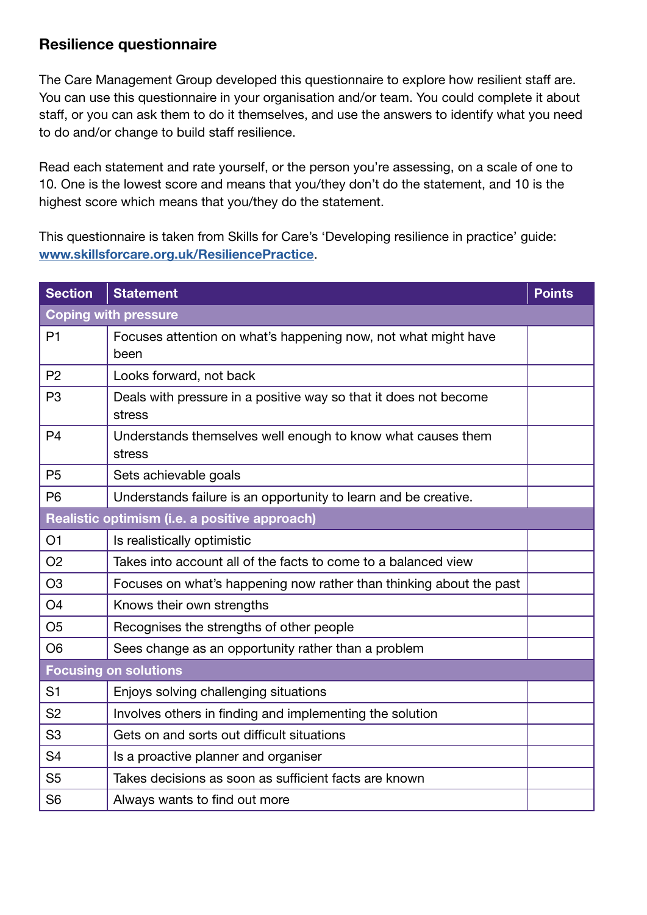## Resilience questionnaire

The Care Management Group developed this questionnaire to explore how resilient staff are. You can use this questionnaire in your organisation and/or team. You could complete it about staff, or you can ask them to do it themselves, and use the answers to identify what you need to do and/or change to build staff resilience.

Read each statement and rate yourself, or the person you're assessing, on a scale of one to 10. One is the lowest score and means that you/they don't do the statement, and 10 is the highest score which means that you/they do the statement.

This questionnaire is taken from Skills for Care's 'Developing resilience in practice' guide: [www.skillsforcare.org.uk/ResiliencePractice](http://www.skillsforcare.org.uk/ResiliencePractice).

| Section | Statement | Points |
|---|---|---|
| **Coping with pressure** | | |
| P1 | Focuses attention on what's happening now, not what might have been | |
| P2 | Looks forward, not back | |
| P3 | Deals with pressure in a positive way so that it does not become stress | |
| P4 | Understands themselves well enough to know what causes them stress | |
| P5 | Sets achievable goals | |
| P6 | Understands failure is an opportunity to learn and be creative. | |
| **Realistic optimism (i.e. a positive approach)** | | |
| O1 | Is realistically optimistic | |
| O2 | Takes into account all of the facts to come to a balanced view | |
| O3 | Focuses on what's happening now rather than thinking about the past | |
| O4 | Knows their own strengths | |
| O5 | Recognises the strengths of other people | |
| O6 | Sees change as an opportunity rather than a problem | |
| **Focusing on solutions** | | |
| S1 | Enjoys solving challenging situations | |
| S2 | Involves others in finding and implementing the solution | |
| S3 | Gets on and sorts out difficult situations | |
| S4 | Is a proactive planner and organiser | |
| S5 | Takes decisions as soon as sufficient facts are known | |
| S6 | Always wants to find out more | |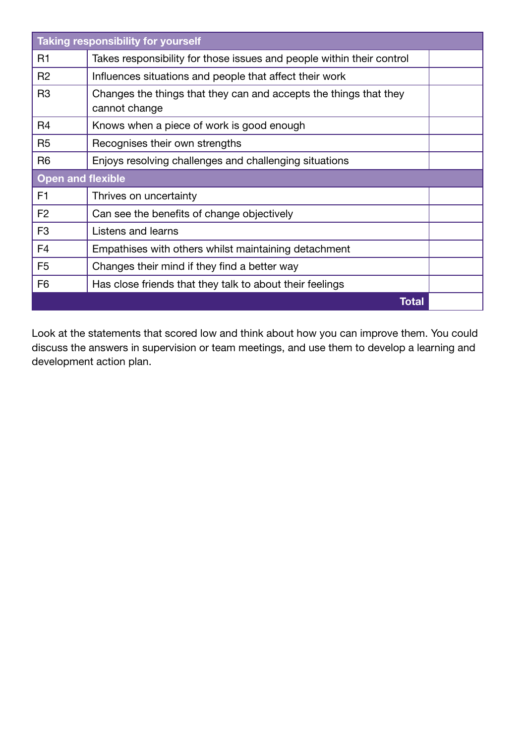| | | |
|---|---|---|
| **Taking responsibility for yourself** | | |
| R1 | Takes responsibility for those issues and people within their control | |
| R2 | Influences situations and people that affect their work | |
| R3 | Changes the things that they can and accepts the things that they cannot change | |
| R4 | Knows when a piece of work is good enough | |
| R5 | Recognises their own strengths | |
| R6 | Enjoys resolving challenges and challenging situations | |
| **Open and flexible** | | |
| F1 | Thrives on uncertainty | |
| F2 | Can see the benefits of change objectively | |
| F3 | Listens and learns | |
| F4 | Empathises with others whilst maintaining detachment | |
| F5 | Changes their mind if they find a better way | |
| F6 | Has close friends that they talk to about their feelings | |
| | **Total** | |

Look at the statements that scored low and think about how you can improve them. You could discuss the answers in supervision or team meetings, and use them to develop a learning and development action plan.